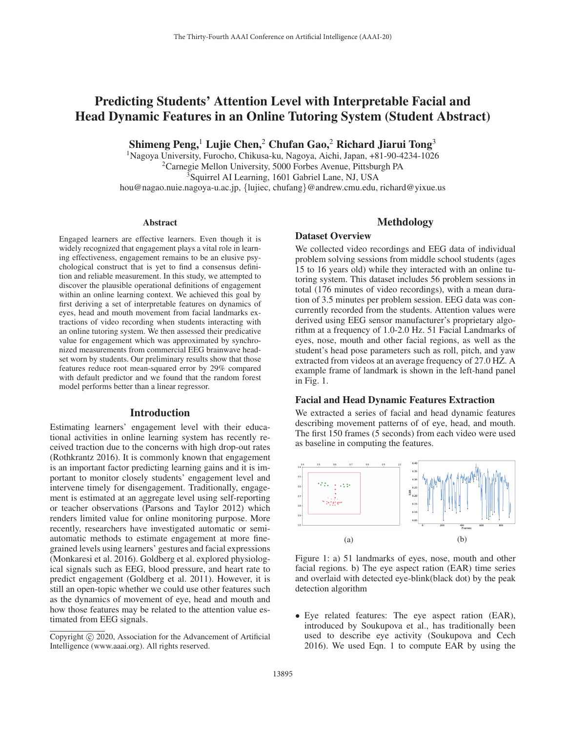# Predicting Students' Attention Level with Interpretable Facial and Head Dynamic Features in an Online Tutoring System (Student Abstract)

**Shimeng Peng,[1] Lujie Chen,[2] Chufan Gao,[2] Richard Jiarui Tong[3]**

[1]Nagoya University, Furocho, Chikusa-ku, Nagoya, Aichi, Japan, +81-90-4234-1026
[2]Carnegie Mellon University, 5000 Forbes Avenue, Pittsburgh PA
[3]Squirrel AI Learning, 1601 Gabriel Lane, NJ, USA
hou@nagao.nuie.nagoya-u.ac.jp, {lujiec, chufang}@andrew.cmu.edu, richard@yixue.us

## Abstract

Engaged learners are effective learners. Even though it is widely recognized that engagement plays a vital role in learning effectiveness, engagement remains to be an elusive psychological construct that is yet to find a consensus definition and reliable measurement. In this study, we attempted to discover the plausible operational definitions of engagement within an online learning context. We achieved this goal by first deriving a set of interpretable features on dynamics of eyes, head and mouth movement from facial landmarks extractions of video recording when students interacting with an online tutoring system. We then assessed their predicative value for engagement which was approximated by synchronized measurements from commercial EEG brainwave headset worn by students. Our preliminary results show that those features reduce root mean-squared error by 29% compared with default predictor and we found that the random forest model performs better than a linear regressor.

## Introduction

Estimating learners' engagement level with their educational activities in online learning system has recently received traction due to the concerns with high drop-out rates (Rothkrantz 2016). It is commonly known that engagement is an important factor predicting learning gains and it is important to monitor closely students' engagement level and intervene timely for disengagement. Traditionally, engagement is estimated at an aggregate level using self-reporting or teacher observations (Parsons and Taylor 2012) which renders limited value for online monitoring purpose. More recently, researchers have investigated automatic or semi-automatic methods to estimate engagement at more fine-grained levels using learners' gestures and facial expressions (Monkaresi et al. 2016). Goldberg et al. explored physiological signals such as EEG, blood pressure, and heart rate to predict engagement (Goldberg et al. 2011). However, it is still an open-topic whether we could use other features such as the dynamics of movement of eye, head and mouth and how those features may be related to the attention value estimated from EEG signals.

Copyright © 2020, Association for the Advancement of Artificial Intelligence (www.aaai.org). All rights reserved.

## Methdology

### Dataset Overview

We collected video recordings and EEG data of individual problem solving sessions from middle school students (ages 15 to 16 years old) while they interacted with an online tutoring system. This dataset includes 56 problem sessions in total (176 minutes of video recordings), with a mean duration of 3.5 minutes per problem session. EEG data was concurrently recorded from the students. Attention values were derived using EEG sensor manufacturer's proprietary algorithm at a frequency of 1.0-2.0 Hz. 51 Facial Landmarks of eyes, nose, mouth and other facial regions, as well as the student's head pose parameters such as roll, pitch, and yaw extracted from videos at an average frequency of 27.0 HZ. A example frame of landmark is shown in the left-hand panel in Fig. 1.

### Facial and Head Dynamic Features Extraction

We extracted a series of facial and head dynamic features describing movement patterns of of eye, head, and mouth. The first 150 frames (5 seconds) from each video were used as baseline in computing the features.

Figure 1: a) 51 landmarks of eyes, nose, mouth and other facial regions. b) The eye aspect ration (EAR) time series and overlaid with detected eye-blink(black dot) by the peak detection algorithm

- Eye related features: The eye aspect ration (EAR), introduced by Soukupova et al., has traditionally been used to describe eye activity (Soukupova and Cech 2016). We used Eqn. 1 to compute EAR by using the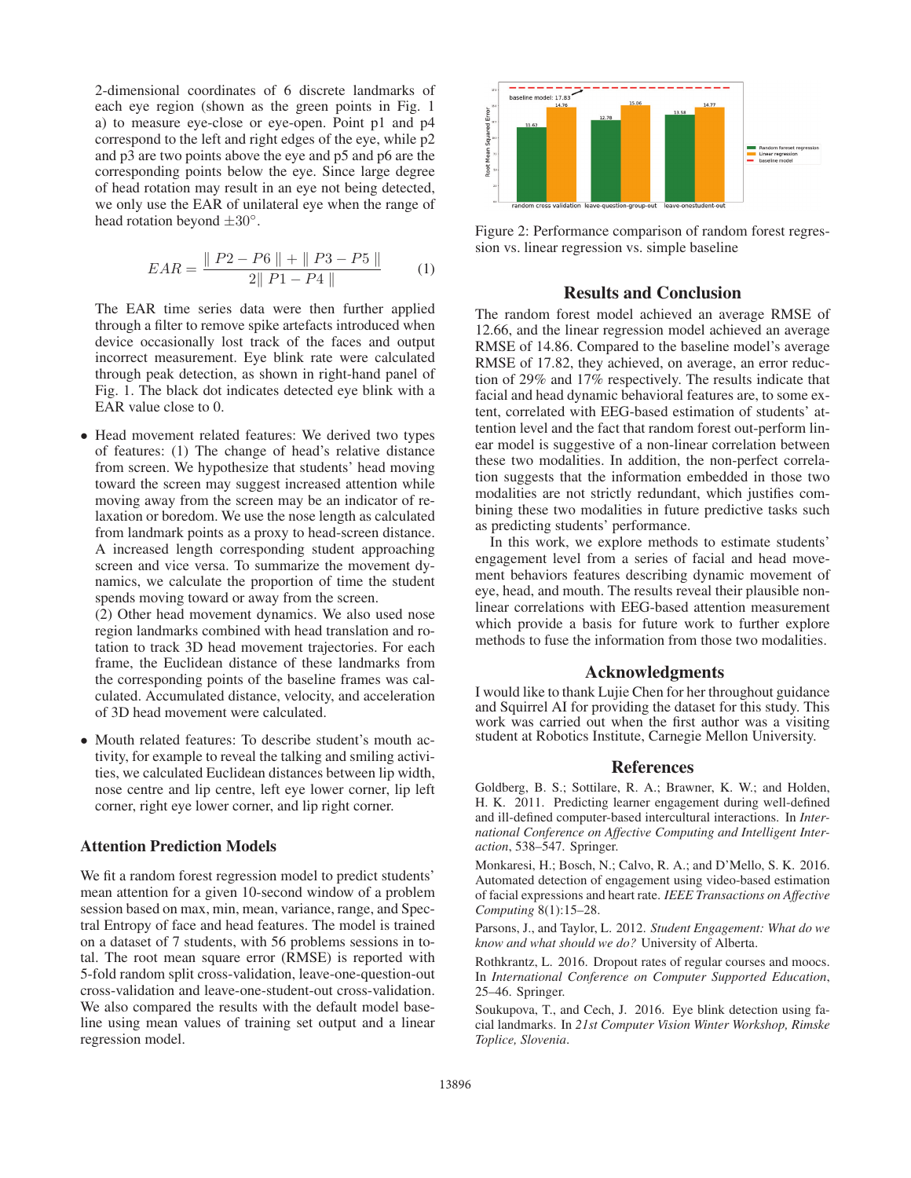2-dimensional coordinates of 6 discrete landmarks of each eye region (shown as the green points in Fig. 1 a) to measure eye-close or eye-open. Point p1 and p4 correspond to the left and right edges of the eye, while p2 and p3 are two points above the eye and p5 and p6 are the corresponding points below the eye. Since large degree of head rotation may result in an eye not being detected, we only use the EAR of unilateral eye when the range of head rotation beyond $\pm 30°$.

$$EAR = \frac{\| P2 - P6 \| + \| P3 - P5 \|}{2\| P1 - P4 \|} \quad (1)$$

The EAR time series data were then further applied through a filter to remove spike artefacts introduced when device occasionally lost track of the faces and output incorrect measurement. Eye blink rate were calculated through peak detection, as shown in right-hand panel of Fig. 1. The black dot indicates detected eye blink with a EAR value close to 0.

- Head movement related features: We derived two types of features: (1) The change of head's relative distance from screen. We hypothesize that students' head moving toward the screen may suggest increased attention while moving away from the screen may be an indicator of relaxation or boredom. We use the nose length as calculated from landmark points as a proxy to head-screen distance. A increased length corresponding student approaching screen and vice versa. To summarize the movement dynamics, we calculate the proportion of time the student spends moving toward or away from the screen.
  (2) Other head movement dynamics. We also used nose region landmarks combined with head translation and rotation to track 3D head movement trajectories. For each frame, the Euclidean distance of these landmarks from the corresponding points of the baseline frames was calculated. Accumulated distance, velocity, and acceleration of 3D head movement were calculated.
- Mouth related features: To describe student's mouth activity, for example to reveal the talking and smiling activities, we calculated Euclidean distances between lip width, nose centre and lip centre, left eye lower corner, lip left corner, right eye lower corner, and lip right corner.

## Attention Prediction Models

We fit a random forest regression model to predict students' mean attention for a given 10-second window of a problem session based on max, min, mean, variance, range, and Spectral Entropy of face and head features. The model is trained on a dataset of 7 students, with 56 problems sessions in total. The root mean square error (RMSE) is reported with 5-fold random split cross-validation, leave-one-question-out cross-validation and leave-one-student-out cross-validation. We also compared the results with the default model baseline using mean values of training set output and a linear regression model.

baseline model: 17.83
11.62
14.76
12.78
15.06
13.58
14.77
Root Mean Squared Error
random cross validation
leave-question-group-out
leave-onestudent-out
Random foreset regression
Linear regression
baseline model

Figure 2: Performance comparison of random forest regression vs. linear regression vs. simple baseline

## Results and Conclusion

The random forest model achieved an average RMSE of 12.66, and the linear regression model achieved an average RMSE of 14.86. Compared to the baseline model's average RMSE of 17.82, they achieved, on average, an error reduction of 29% and 17% respectively. The results indicate that facial and head dynamic behavioral features are, to some extent, correlated with EEG-based estimation of students' attention level and the fact that random forest out-perform linear model is suggestive of a non-linear correlation between these two modalities. In addition, the non-perfect correlation suggests that the information embedded in those two modalities are not strictly redundant, which justifies combining these two modalities in future predictive tasks such as predicting students' performance.

In this work, we explore methods to estimate students' engagement level from a series of facial and head movement behaviors features describing dynamic movement of eye, head, and mouth. The results reveal their plausible nonlinear correlations with EEG-based attention measurement which provide a basis for future work to further explore methods to fuse the information from those two modalities.

## Acknowledgments

I would like to thank Lujie Chen for her throughout guidance and Squirrel AI for providing the dataset for this study. This work was carried out when the first author was a visiting student at Robotics Institute, Carnegie Mellon University.

## References

Goldberg, B. S.; Sottilare, R. A.; Brawner, K. W.; and Holden, H. K. 2011. Predicting learner engagement during well-defined and ill-defined computer-based intercultural interactions. In *International Conference on Affective Computing and Intelligent Interaction*, 538–547. Springer.

Monkaresi, H.; Bosch, N.; Calvo, R. A.; and D'Mello, S. K. 2016. Automated detection of engagement using video-based estimation of facial expressions and heart rate. *IEEE Transactions on Affective Computing* 8(1):15–28.

Parsons, J., and Taylor, L. 2012. *Student Engagement: What do we know and what should we do?* University of Alberta.

Rothkrantz, L. 2016. Dropout rates of regular courses and moocs. In *International Conference on Computer Supported Education*, 25–46. Springer.

Soukupova, T., and Cech, J. 2016. Eye blink detection using facial landmarks. In *21st Computer Vision Winter Workshop, Rimske Toplice, Slovenia*.